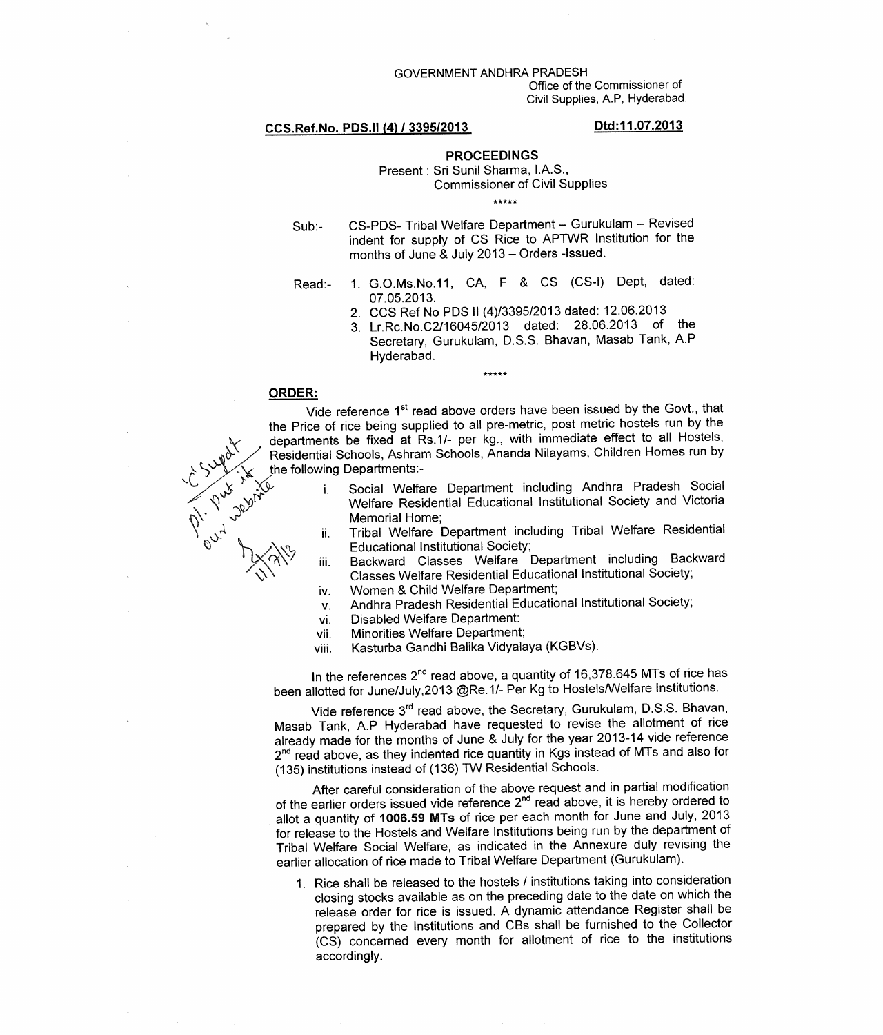GOVERNMENT ANDHRA PRADESH

Office of the Commissioner of Civil Supplies, A.P, Hyderabad.

**CCS.Ref.No. PDS.II (4) / 3395/2013** **Dtd:11.07.2013**

## PROCEEDINGS

Present : Sri Sunil Sharma, I.A.S., Commissioner of Civil Supplies

\*\*\*\*\*

Sub:- CS-PDS- Tribal Welfare Department – Gurukulam – Revised indent for supply of CS Rice to APTWR Institution for the months of June & July 2013 – Orders -Issued.

Read:-

1. G.O.Ms.No.11, CA, F & CS (CS-I) Dept, dated: 07.05.2013.
2. CCS Ref No PDS II (4)/3395/2013 dated: 12.06.2013
3. Lr.Rc.No.C2/16045/2013 dated: 28.06.2013 of the Secretary, Gurukulam, D.S.S. Bhavan, Masab Tank, A.P Hyderabad.

\*\*\*\*\*

**ORDER:**

C Supdt pl. put it our website 11/7/13

Vide reference 1st read above orders have been issued by the Govt., that the Price of rice being supplied to all pre-metric, post metric hostels run by the departments be fixed at Rs.1/- per kg., with immediate effect to all Hostels, Residential Schools, Ashram Schools, Ananda Nilayams, Children Homes run by the following Departments:-

i. Social Welfare Department including Andhra Pradesh Social Welfare Residential Educational Institutional Society and Victoria Memorial Home;
ii. Tribal Welfare Department including Tribal Welfare Residential Educational Institutional Society;
iii. Backward Classes Welfare Department including Backward Classes Welfare Residential Educational Institutional Society;
iv. Women & Child Welfare Department;
v. Andhra Pradesh Residential Educational Institutional Society;
vi. Disabled Welfare Department:
vii. Minorities Welfare Department;
viii. Kasturba Gandhi Balika Vidyalaya (KGBVs).

In the references 2nd read above, a quantity of 16,378.645 MTs of rice has been allotted for June/July,2013 @Re.1/- Per Kg to Hostels/Welfare Institutions.

Vide reference 3rd read above, the Secretary, Gurukulam, D.S.S. Bhavan, Masab Tank, A.P Hyderabad have requested to revise the allotment of rice already made for the months of June & July for the year 2013-14 vide reference 2nd read above, as they indented rice quantity in Kgs instead of MTs and also for (135) institutions instead of (136) TW Residential Schools.

After careful consideration of the above request and in partial modification of the earlier orders issued vide reference 2nd read above, it is hereby ordered to allot a quantity of **1006.59 MTs** of rice per each month for June and July, 2013 for release to the Hostels and Welfare Institutions being run by the department of Tribal Welfare Social Welfare, as indicated in the Annexure duly revising the earlier allocation of rice made to Tribal Welfare Department (Gurukulam).

1. Rice shall be released to the hostels / institutions taking into consideration closing stocks available as on the preceding date to the date on which the release order for rice is issued. A dynamic attendance Register shall be prepared by the Institutions and CBs shall be furnished to the Collector (CS) concerned every month for allotment of rice to the institutions accordingly.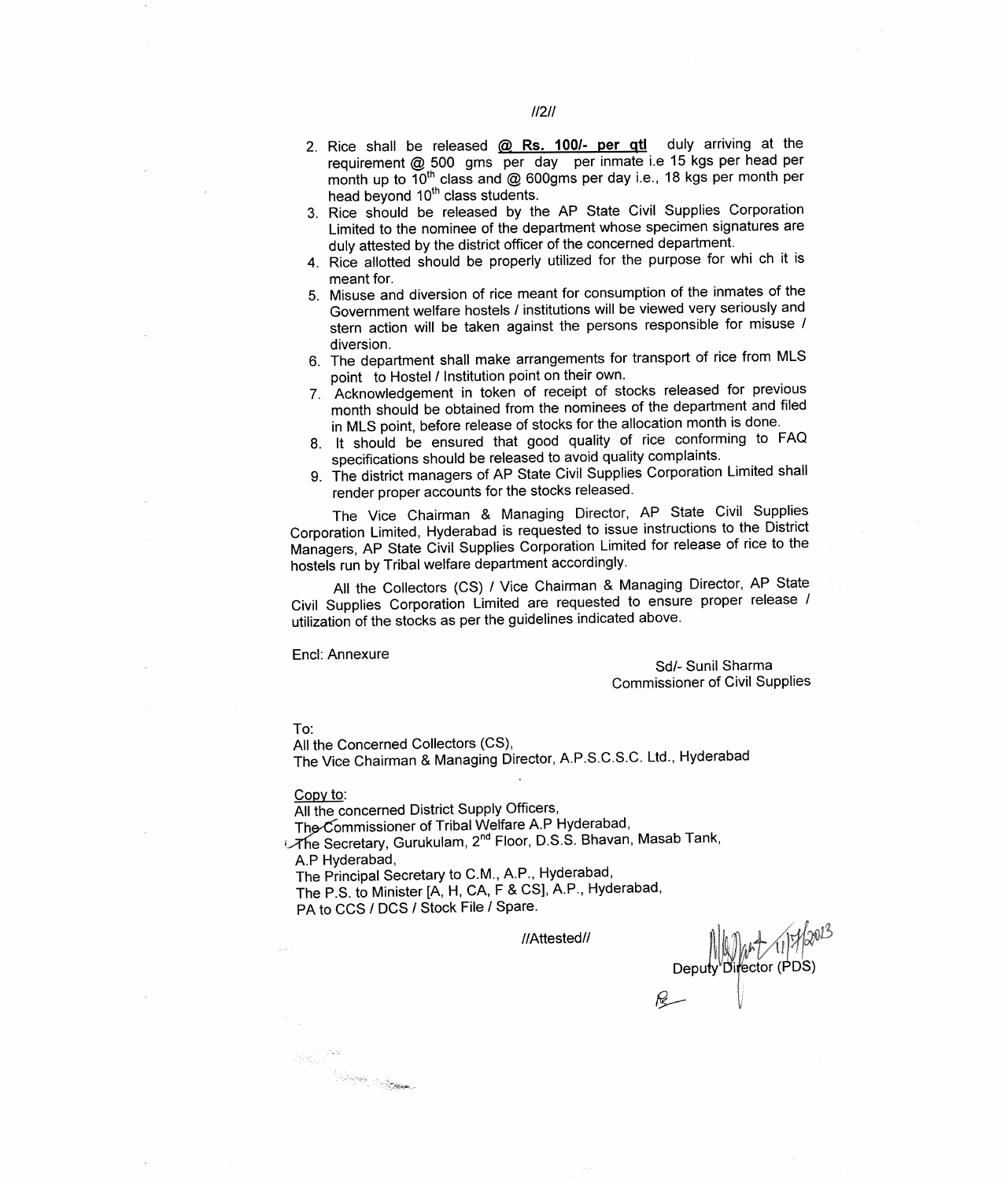2. Rice shall be released **@ Rs. 100/- per qtl** duly arriving at the requirement @ 500 gms per day per inmate i.e 15 kgs per head per month up to 10th class and @ 600gms per day i.e., 18 kgs per month per head beyond 10th class students.
3. Rice should be released by the AP State Civil Supplies Corporation Limited to the nominee of the department whose specimen signatures are duly attested by the district officer of the concerned department.
4. Rice allotted should be properly utilized for the purpose for whi ch it is meant for.
5. Misuse and diversion of rice meant for consumption of the inmates of the Government welfare hostels / institutions will be viewed very seriously and stern action will be taken against the persons responsible for misuse / diversion.
6. The department shall make arrangements for transport of rice from MLS point to Hostel / Institution point on their own.
7. Acknowledgement in token of receipt of stocks released for previous month should be obtained from the nominees of the department and filed in MLS point, before release of stocks for the allocation month is done.
8. It should be ensured that good quality of rice conforming to FAQ specifications should be released to avoid quality complaints.
9. The district managers of AP State Civil Supplies Corporation Limited shall render proper accounts for the stocks released.

The Vice Chairman & Managing Director, AP State Civil Supplies Corporation Limited, Hyderabad is requested to issue instructions to the District Managers, AP State Civil Supplies Corporation Limited for release of rice to the hostels run by Tribal welfare department accordingly.

All the Collectors (CS) / Vice Chairman & Managing Director, AP State Civil Supplies Corporation Limited are requested to ensure proper release / utilization of the stocks as per the guidelines indicated above.

Encl: Annexure

Sd/- Sunil Sharma
Commissioner of Civil Supplies

To:
All the Concerned Collectors (CS),
The Vice Chairman & Managing Director, A.P.S.C.S.C. Ltd., Hyderabad

Copy to:
All the concerned District Supply Officers,
The Commissioner of Tribal Welfare A.P Hyderabad,
The Secretary, Gurukulam, 2nd Floor, D.S.S. Bhavan, Masab Tank, A.P Hyderabad,
The Principal Secretary to C.M., A.P., Hyderabad,
The P.S. to Minister [A, H, CA, F & CS], A.P., Hyderabad,
PA to CCS / DCS / Stock File / Spare.

//Attested//

11/7/2013
Deputy Director (PDS)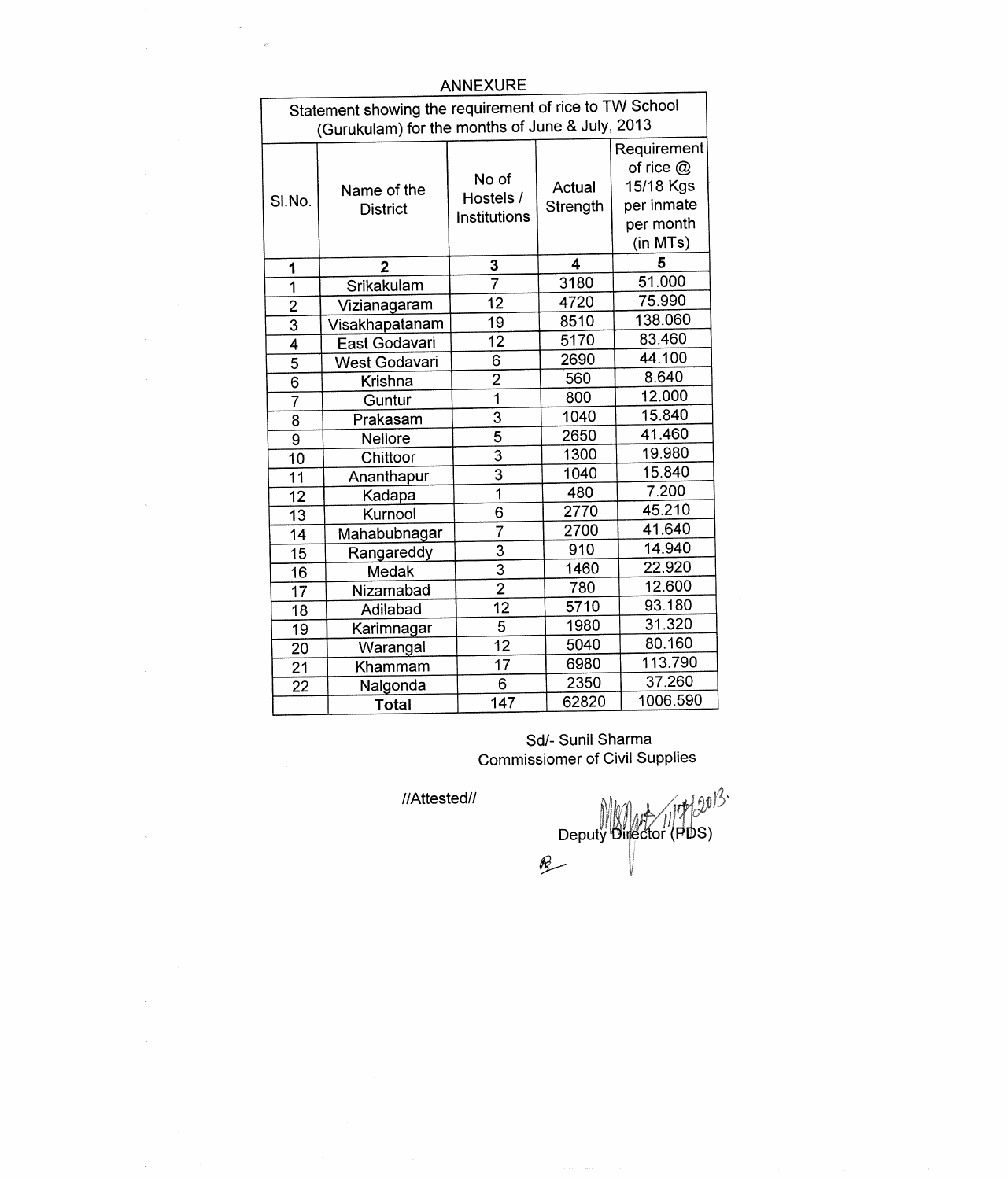## ANNEXURE

| Statement showing the requirement of rice to TW School (Gurukulam) for the months of June & July, 2013 | | | | |
|---|---|---|---|---|
| Sl.No. | Name of the District | No of Hostels / Institutions | Actual Strength | Requirement of rice @ 15/18 Kgs per inmate per month (in MTs) |
| 1 | 2 | 3 | 4 | 5 |
| 1 | Srikakulam | 7 | 3180 | 51.000 |
| 2 | Vizianagaram | 12 | 4720 | 75.990 |
| 3 | Visakhapatanam | 19 | 8510 | 138.060 |
| 4 | East Godavari | 12 | 5170 | 83.460 |
| 5 | West Godavari | 6 | 2690 | 44.100 |
| 6 | Krishna | 2 | 560 | 8.640 |
| 7 | Guntur | 1 | 800 | 12.000 |
| 8 | Prakasam | 3 | 1040 | 15.840 |
| 9 | Nellore | 5 | 2650 | 41.460 |
| 10 | Chittoor | 3 | 1300 | 19.980 |
| 11 | Ananthapur | 3 | 1040 | 15.840 |
| 12 | Kadapa | 1 | 480 | 7.200 |
| 13 | Kurnool | 6 | 2770 | 45.210 |
| 14 | Mahabubnagar | 7 | 2700 | 41.640 |
| 15 | Rangareddy | 3 | 910 | 14.940 |
| 16 | Medak | 3 | 1460 | 22.920 |
| 17 | Nizamabad | 2 | 780 | 12.600 |
| 18 | Adilabad | 12 | 5710 | 93.180 |
| 19 | Karimnagar | 5 | 1980 | 31.320 |
| 20 | Warangal | 12 | 5040 | 80.160 |
| 21 | Khammam | 17 | 6980 | 113.790 |
| 22 | Nalgonda | 6 | 2350 | 37.260 |
| | **Total** | 147 | 62820 | 1006.590 |

Sd/- Sunil Sharma
Commissiomer of Civil Supplies

//Attested//

11/7/2013.
Deputy Director (PDS)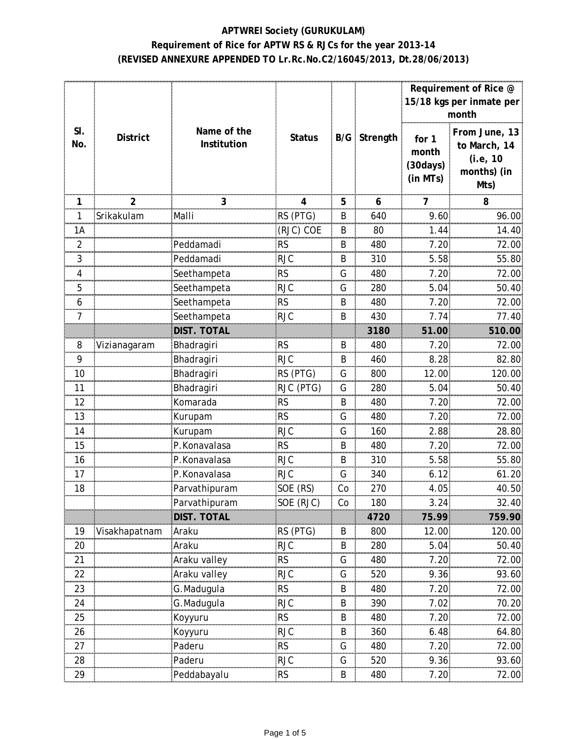**APTWREI Society (GURUKULAM)**
**Requirement of Rice for APTW RS & RJCs for the year 2013-14**
**(REVISED ANNEXURE APPENDED TO Lr.Rc.No.C2/16045/2013, Dt.28/06/2013)**

| Sl. No. | District | Name of the Institution | Status | B/G | Strength | Requirement of Rice @ 15/18 kgs per inmate per month | |
|---|---|---|---|---|---|---|---|
| | | | | | | for 1 month (30days) (in MTs) | From June, 13 to March, 14 (i.e, 10 months) (in Mts) |
| 1 | 2 | 3 | 4 | 5 | 6 | 7 | 8 |
| 1 | Srikakulam | Malli | RS (PTG) | B | 640 | 9.60 | 96.00 |
| 1A | | | (RJC) COE | B | 80 | 1.44 | 14.40 |
| 2 | | Peddamadi | RS | B | 480 | 7.20 | 72.00 |
| 3 | | Peddamadi | RJC | B | 310 | 5.58 | 55.80 |
| 4 | | Seethampeta | RS | G | 480 | 7.20 | 72.00 |
| 5 | | Seethampeta | RJC | G | 280 | 5.04 | 50.40 |
| 6 | | Seethampeta | RS | B | 480 | 7.20 | 72.00 |
| 7 | | Seethampeta | RJC | B | 430 | 7.74 | 77.40 |
| | | **DIST. TOTAL** | | | **3180** | **51.00** | **510.00** |
| 8 | Vizianagaram | Bhadragiri | RS | B | 480 | 7.20 | 72.00 |
| 9 | | Bhadragiri | RJC | B | 460 | 8.28 | 82.80 |
| 10 | | Bhadragiri | RS (PTG) | G | 800 | 12.00 | 120.00 |
| 11 | | Bhadragiri | RJC (PTG) | G | 280 | 5.04 | 50.40 |
| 12 | | Komarada | RS | B | 480 | 7.20 | 72.00 |
| 13 | | Kurupam | RS | G | 480 | 7.20 | 72.00 |
| 14 | | Kurupam | RJC | G | 160 | 2.88 | 28.80 |
| 15 | | P.Konavalasa | RS | B | 480 | 7.20 | 72.00 |
| 16 | | P.Konavalasa | RJC | B | 310 | 5.58 | 55.80 |
| 17 | | P.Konavalasa | RJC | G | 340 | 6.12 | 61.20 |
| 18 | | Parvathipuram | SOE (RS) | Co | 270 | 4.05 | 40.50 |
| | | Parvathipuram | SOE (RJC) | Co | 180 | 3.24 | 32.40 |
| | | **DIST. TOTAL** | | | **4720** | **75.99** | **759.90** |
| 19 | Visakhapatnam | Araku | RS (PTG) | B | 800 | 12.00 | 120.00 |
| 20 | | Araku | RJC | B | 280 | 5.04 | 50.40 |
| 21 | | Araku valley | RS | G | 480 | 7.20 | 72.00 |
| 22 | | Araku valley | RJC | G | 520 | 9.36 | 93.60 |
| 23 | | G.Madugula | RS | B | 480 | 7.20 | 72.00 |
| 24 | | G.Madugula | RJC | B | 390 | 7.02 | 70.20 |
| 25 | | Koyyuru | RS | B | 480 | 7.20 | 72.00 |
| 26 | | Koyyuru | RJC | B | 360 | 6.48 | 64.80 |
| 27 | | Paderu | RS | G | 480 | 7.20 | 72.00 |
| 28 | | Paderu | RJC | G | 520 | 9.36 | 93.60 |
| 29 | | Peddabayalu | RS | B | 480 | 7.20 | 72.00 |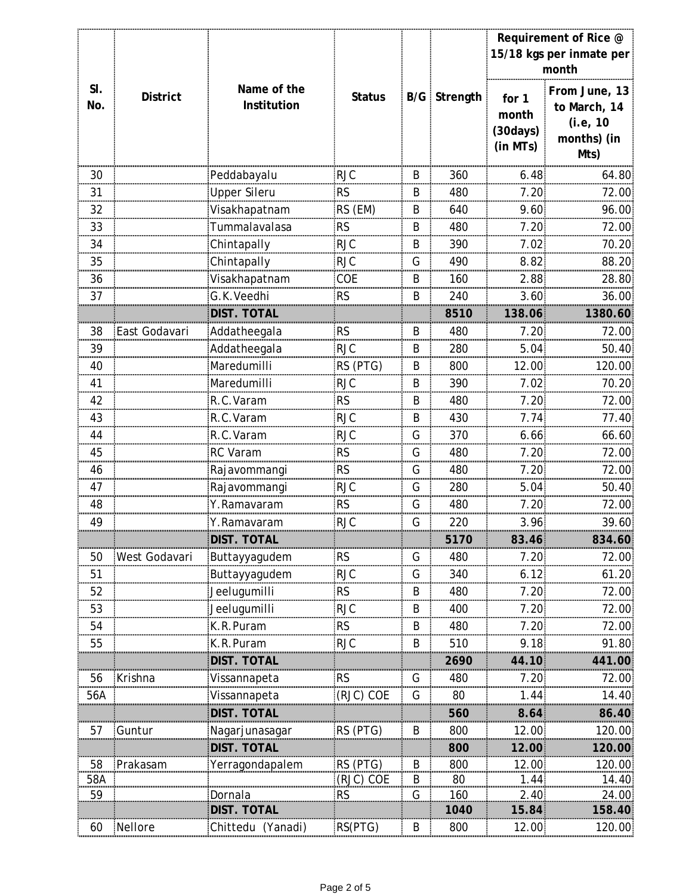| Sl. No. | District | Name of the Institution | Status | B/G | Strength | Requirement of Rice @ 15/18 kgs per inmate per month | |
|---|---|---|---|---|---|---|---|
| | | | | | | for 1 month (30days) (in MTs) | From June, 13 to March, 14 (i.e, 10 months) (in Mts) |
| 30 | | Peddabayalu | RJC | B | 360 | 6.48 | 64.80 |
| 31 | | Upper Sileru | RS | B | 480 | 7.20 | 72.00 |
| 32 | | Visakhapatnam | RS (EM) | B | 640 | 9.60 | 96.00 |
| 33 | | Tummalavalasa | RS | B | 480 | 7.20 | 72.00 |
| 34 | | Chintapally | RJC | B | 390 | 7.02 | 70.20 |
| 35 | | Chintapally | RJC | G | 490 | 8.82 | 88.20 |
| 36 | | Visakhapatnam | COE | B | 160 | 2.88 | 28.80 |
| 37 | | G.K.Veedhi | RS | B | 240 | 3.60 | 36.00 |
| | | **DIST. TOTAL** | | | **8510** | **138.06** | **1380.60** |
| 38 | East Godavari | Addatheegala | RS | B | 480 | 7.20 | 72.00 |
| 39 | | Addatheegala | RJC | B | 280 | 5.04 | 50.40 |
| 40 | | Maredumilli | RS (PTG) | B | 800 | 12.00 | 120.00 |
| 41 | | Maredumilli | RJC | B | 390 | 7.02 | 70.20 |
| 42 | | R.C.Varam | RS | B | 480 | 7.20 | 72.00 |
| 43 | | R.C.Varam | RJC | B | 430 | 7.74 | 77.40 |
| 44 | | R.C.Varam | RJC | G | 370 | 6.66 | 66.60 |
| 45 | | RC Varam | RS | G | 480 | 7.20 | 72.00 |
| 46 | | Rajavommangi | RS | G | 480 | 7.20 | 72.00 |
| 47 | | Rajavommangi | RJC | G | 280 | 5.04 | 50.40 |
| 48 | | Y.Ramavaram | RS | G | 480 | 7.20 | 72.00 |
| 49 | | Y.Ramavaram | RJC | G | 220 | 3.96 | 39.60 |
| | | **DIST. TOTAL** | | | **5170** | **83.46** | **834.60** |
| 50 | West Godavari | Buttayyagudem | RS | G | 480 | 7.20 | 72.00 |
| 51 | | Buttayyagudem | RJC | G | 340 | 6.12 | 61.20 |
| 52 | | Jeelugumilli | RS | B | 480 | 7.20 | 72.00 |
| 53 | | Jeelugumilli | RJC | B | 400 | 7.20 | 72.00 |
| 54 | | K.R.Puram | RS | B | 480 | 7.20 | 72.00 |
| 55 | | K.R.Puram | RJC | B | 510 | 9.18 | 91.80 |
| | | **DIST. TOTAL** | | | **2690** | **44.10** | **441.00** |
| 56 | Krishna | Vissannapeta | RS | G | 480 | 7.20 | 72.00 |
| 56A | | Vissannapeta | (RJC) COE | G | 80 | 1.44 | 14.40 |
| | | **DIST. TOTAL** | | | **560** | **8.64** | **86.40** |
| 57 | Guntur | Nagarjunasagar | RS (PTG) | B | 800 | 12.00 | 120.00 |
| | | **DIST. TOTAL** | | | **800** | **12.00** | **120.00** |
| 58 | Prakasam | Yerragondapalem | RS (PTG) | B | 800 | 12.00 | 120.00 |
| 58A | | | (RJC) COE | B | 80 | 1.44 | 14.40 |
| 59 | | Dornala | RS | G | 160 | 2.40 | 24.00 |
| | | **DIST. TOTAL** | | | **1040** | **15.84** | **158.40** |
| 60 | Nellore | Chittedu (Yanadi) | RS(PTG) | B | 800 | 12.00 | 120.00 |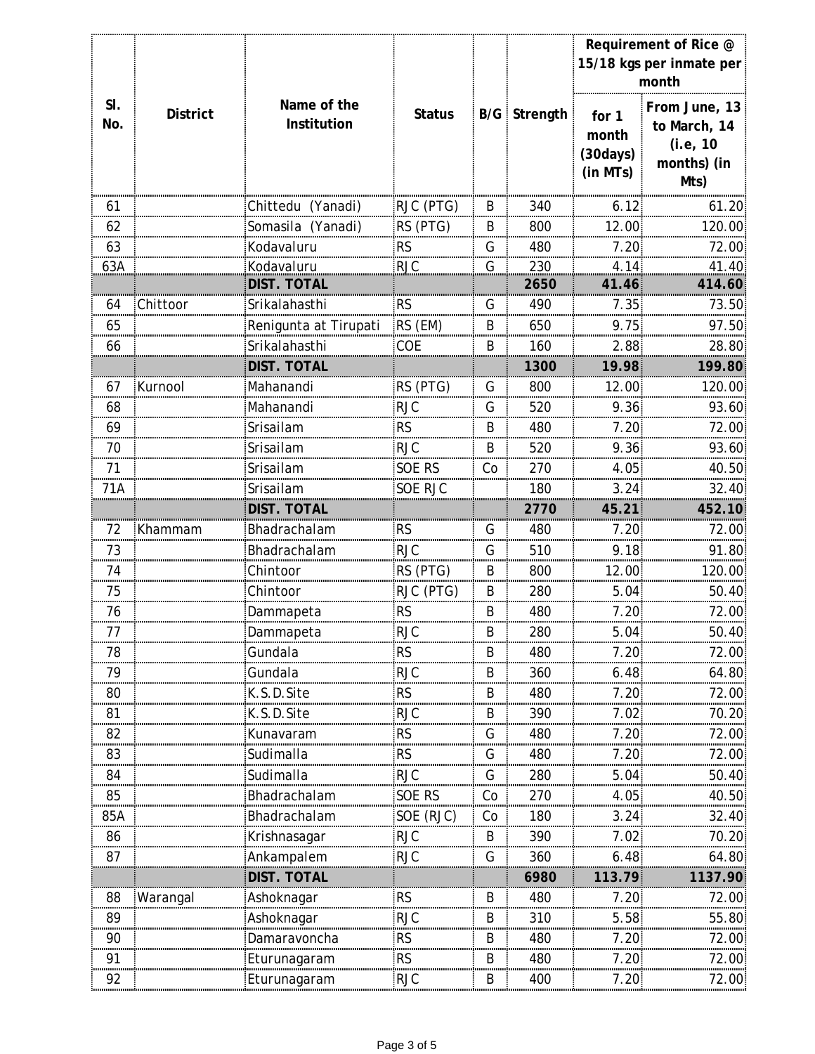| Sl. No. | District | Name of the Institution | Status | B/G | Strength | Requirement of Rice @ 15/18 kgs per inmate per month | |
|---|---|---|---|---|---|---|---|
| | | | | | | for 1 month (30days) (in MTs) | From June, 13 to March, 14 (i.e, 10 months) (in Mts) |
| 61 | | Chittedu (Yanadi) | RJC (PTG) | B | 340 | 6.12 | 61.20 |
| 62 | | Somasila (Yanadi) | RS (PTG) | B | 800 | 12.00 | 120.00 |
| 63 | | Kodavaluru | RS | G | 480 | 7.20 | 72.00 |
| 63A | | Kodavaluru | RJC | G | 230 | 4.14 | 41.40 |
| | | **DIST. TOTAL** | | | **2650** | **41.46** | **414.60** |
| 64 | Chittoor | Srikalahasthi | RS | G | 490 | 7.35 | 73.50 |
| 65 | | Renigunta at Tirupati | RS (EM) | B | 650 | 9.75 | 97.50 |
| 66 | | Srikalahasthi | COE | B | 160 | 2.88 | 28.80 |
| | | **DIST. TOTAL** | | | **1300** | **19.98** | **199.80** |
| 67 | Kurnool | Mahanandi | RS (PTG) | G | 800 | 12.00 | 120.00 |
| 68 | | Mahanandi | RJC | G | 520 | 9.36 | 93.60 |
| 69 | | Srisailam | RS | B | 480 | 7.20 | 72.00 |
| 70 | | Srisailam | RJC | B | 520 | 9.36 | 93.60 |
| 71 | | Srisailam | SOE RS | Co | 270 | 4.05 | 40.50 |
| 71A | | Srisailam | SOE RJC | | 180 | 3.24 | 32.40 |
| | | **DIST. TOTAL** | | | **2770** | **45.21** | **452.10** |
| 72 | Khammam | Bhadrachalam | RS | G | 480 | 7.20 | 72.00 |
| 73 | | Bhadrachalam | RJC | G | 510 | 9.18 | 91.80 |
| 74 | | Chintoor | RS (PTG) | B | 800 | 12.00 | 120.00 |
| 75 | | Chintoor | RJC (PTG) | B | 280 | 5.04 | 50.40 |
| 76 | | Dammapeta | RS | B | 480 | 7.20 | 72.00 |
| 77 | | Dammapeta | RJC | B | 280 | 5.04 | 50.40 |
| 78 | | Gundala | RS | B | 480 | 7.20 | 72.00 |
| 79 | | Gundala | RJC | B | 360 | 6.48 | 64.80 |
| 80 | | K.S.D.Site | RS | B | 480 | 7.20 | 72.00 |
| 81 | | K.S.D.Site | RJC | B | 390 | 7.02 | 70.20 |
| 82 | | Kunavaram | RS | G | 480 | 7.20 | 72.00 |
| 83 | | Sudimalla | RS | G | 480 | 7.20 | 72.00 |
| 84 | | Sudimalla | RJC | G | 280 | 5.04 | 50.40 |
| 85 | | Bhadrachalam | SOE RS | Co | 270 | 4.05 | 40.50 |
| 85A | | Bhadrachalam | SOE (RJC) | Co | 180 | 3.24 | 32.40 |
| 86 | | Krishnasagar | RJC | B | 390 | 7.02 | 70.20 |
| 87 | | Ankampalem | RJC | G | 360 | 6.48 | 64.80 |
| | | **DIST. TOTAL** | | | **6980** | **113.79** | **1137.90** |
| 88 | Warangal | Ashoknagar | RS | B | 480 | 7.20 | 72.00 |
| 89 | | Ashoknagar | RJC | B | 310 | 5.58 | 55.80 |
| 90 | | Damaravoncha | RS | B | 480 | 7.20 | 72.00 |
| 91 | | Eturunagaram | RS | B | 480 | 7.20 | 72.00 |
| 92 | | Eturunagaram | RJC | B | 400 | 7.20 | 72.00 |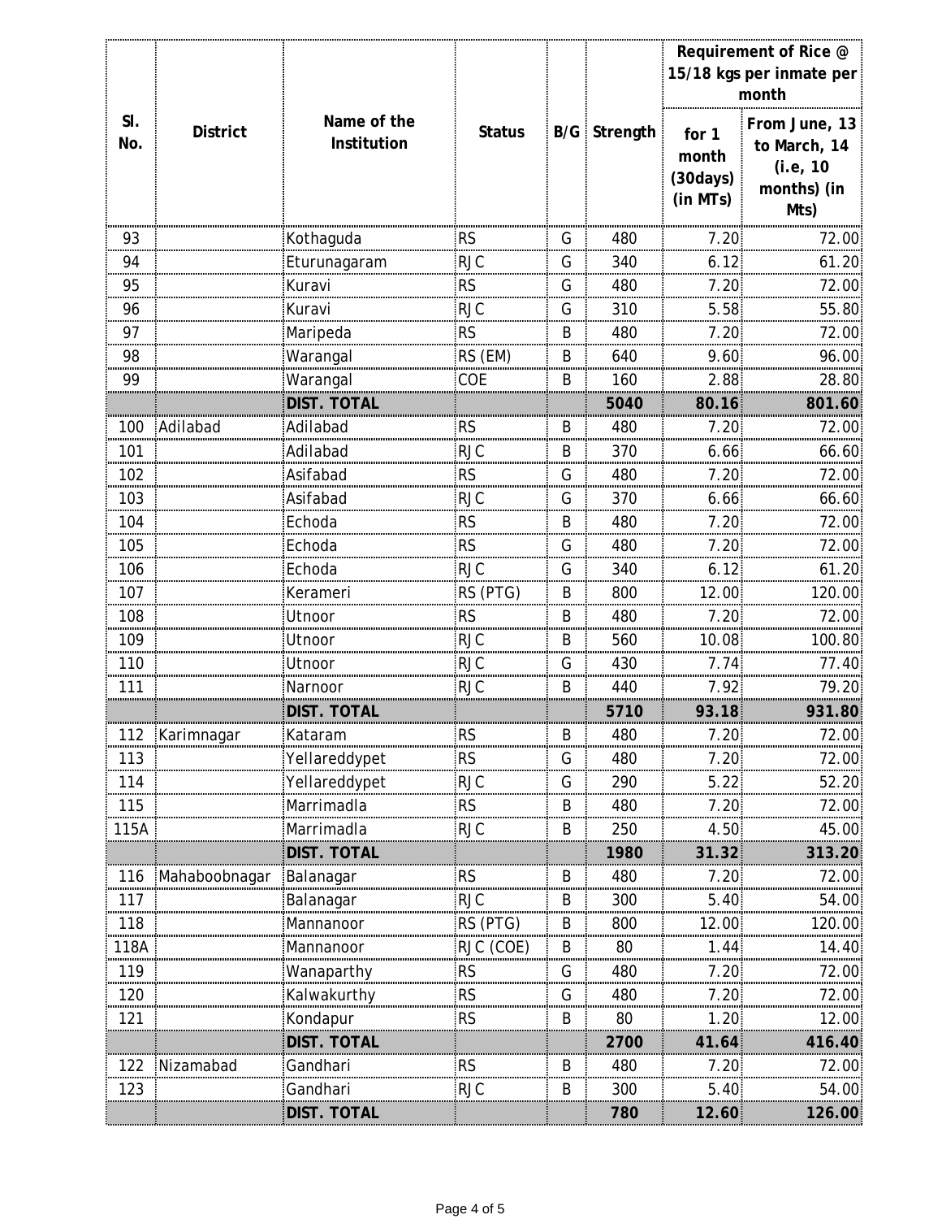| Sl. No. | District | Name of the Institution | Status | B/G | Strength | Requirement of Rice @ 15/18 kgs per inmate per month | |
|---|---|---|---|---|---|---|---|
| | | | | | | for 1 month (30days) (in MTs) | From June, 13 to March, 14 (i.e, 10 months) (in Mts) |
| 93 | | Kothaguda | RS | G | 480 | 7.20 | 72.00 |
| 94 | | Eturunagaram | RJC | G | 340 | 6.12 | 61.20 |
| 95 | | Kuravi | RS | G | 480 | 7.20 | 72.00 |
| 96 | | Kuravi | RJC | G | 310 | 5.58 | 55.80 |
| 97 | | Maripeda | RS | B | 480 | 7.20 | 72.00 |
| 98 | | Warangal | RS (EM) | B | 640 | 9.60 | 96.00 |
| 99 | | Warangal | COE | B | 160 | 2.88 | 28.80 |
| | | **DIST. TOTAL** | | | **5040** | **80.16** | **801.60** |
| 100 | Adilabad | Adilabad | RS | B | 480 | 7.20 | 72.00 |
| 101 | | Adilabad | RJC | B | 370 | 6.66 | 66.60 |
| 102 | | Asifabad | RS | G | 480 | 7.20 | 72.00 |
| 103 | | Asifabad | RJC | G | 370 | 6.66 | 66.60 |
| 104 | | Echoda | RS | B | 480 | 7.20 | 72.00 |
| 105 | | Echoda | RS | G | 480 | 7.20 | 72.00 |
| 106 | | Echoda | RJC | G | 340 | 6.12 | 61.20 |
| 107 | | Kerameri | RS (PTG) | B | 800 | 12.00 | 120.00 |
| 108 | | Utnoor | RS | B | 480 | 7.20 | 72.00 |
| 109 | | Utnoor | RJC | B | 560 | 10.08 | 100.80 |
| 110 | | Utnoor | RJC | G | 430 | 7.74 | 77.40 |
| 111 | | Narnoor | RJC | B | 440 | 7.92 | 79.20 |
| | | **DIST. TOTAL** | | | **5710** | **93.18** | **931.80** |
| 112 | Karimnagar | Kataram | RS | B | 480 | 7.20 | 72.00 |
| 113 | | Yellareddypet | RS | G | 480 | 7.20 | 72.00 |
| 114 | | Yellareddypet | RJC | G | 290 | 5.22 | 52.20 |
| 115 | | Marrimadla | RS | B | 480 | 7.20 | 72.00 |
| 115A | | Marrimadla | RJC | B | 250 | 4.50 | 45.00 |
| | | **DIST. TOTAL** | | | **1980** | **31.32** | **313.20** |
| 116 | Mahaboobnagar | Balanagar | RS | B | 480 | 7.20 | 72.00 |
| 117 | | Balanagar | RJC | B | 300 | 5.40 | 54.00 |
| 118 | | Mannanoor | RS (PTG) | B | 800 | 12.00 | 120.00 |
| 118A | | Mannanoor | RJC (COE) | B | 80 | 1.44 | 14.40 |
| 119 | | Wanaparthy | RS | G | 480 | 7.20 | 72.00 |
| 120 | | Kalwakurthy | RS | G | 480 | 7.20 | 72.00 |
| 121 | | Kondapur | RS | B | 80 | 1.20 | 12.00 |
| | | **DIST. TOTAL** | | | **2700** | **41.64** | **416.40** |
| 122 | Nizamabad | Gandhari | RS | B | 480 | 7.20 | 72.00 |
| 123 | | Gandhari | RJC | B | 300 | 5.40 | 54.00 |
| | | **DIST. TOTAL** | | | **780** | **12.60** | **126.00** |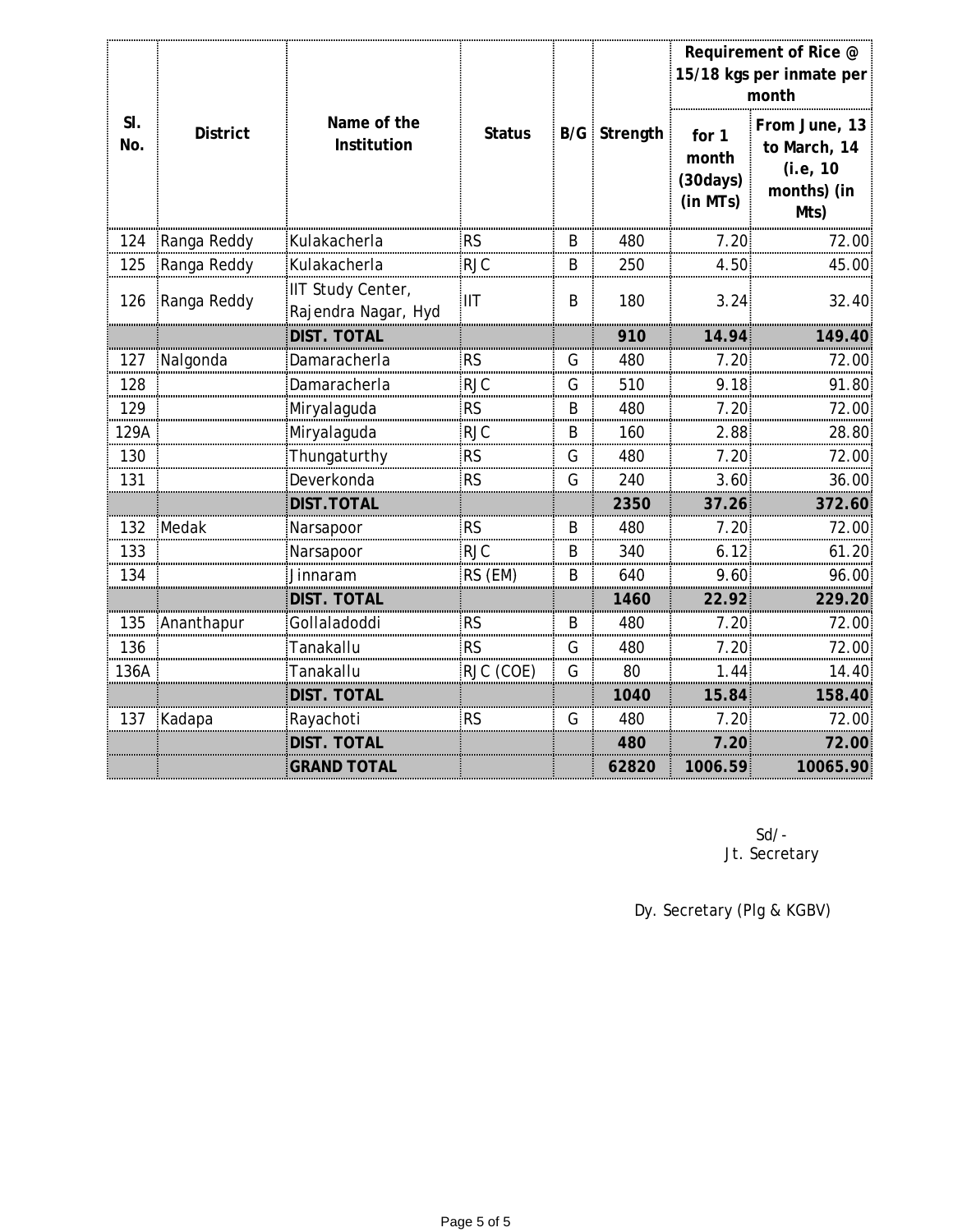| Sl. No. | District | Name of the Institution | Status | B/G | Strength | Requirement of Rice @ 15/18 kgs per inmate per month | |
|---|---|---|---|---|---|---|---|
| | | | | | | for 1 month (30days) (in MTs) | From June, 13 to March, 14 (i.e, 10 months) (in Mts) |
| 124 | Ranga Reddy | Kulakacherla | RS | B | 480 | 7.20 | 72.00 |
| 125 | Ranga Reddy | Kulakacherla | RJC | B | 250 | 4.50 | 45.00 |
| 126 | Ranga Reddy | IIT Study Center, Rajendra Nagar, Hyd | IIT | B | 180 | 3.24 | 32.40 |
| | | **DIST. TOTAL** | | | **910** | **14.94** | **149.40** |
| 127 | Nalgonda | Damaracherla | RS | G | 480 | 7.20 | 72.00 |
| 128 | | Damaracherla | RJC | G | 510 | 9.18 | 91.80 |
| 129 | | Miryalaguda | RS | B | 480 | 7.20 | 72.00 |
| 129A | | Miryalaguda | RJC | B | 160 | 2.88 | 28.80 |
| 130 | | Thungaturthy | RS | G | 480 | 7.20 | 72.00 |
| 131 | | Deverkonda | RS | G | 240 | 3.60 | 36.00 |
| | | **DIST.TOTAL** | | | **2350** | **37.26** | **372.60** |
| 132 | Medak | Narsapoor | RS | B | 480 | 7.20 | 72.00 |
| 133 | | Narsapoor | RJC | B | 340 | 6.12 | 61.20 |
| 134 | | Jinnaram | RS (EM) | B | 640 | 9.60 | 96.00 |
| | | **DIST. TOTAL** | | | **1460** | **22.92** | **229.20** |
| 135 | Ananthapur | Gollaladoddi | RS | B | 480 | 7.20 | 72.00 |
| 136 | | Tanakallu | RS | G | 480 | 7.20 | 72.00 |
| 136A | | Tanakallu | RJC (COE) | G | 80 | 1.44 | 14.40 |
| | | **DIST. TOTAL** | | | **1040** | **15.84** | **158.40** |
| 137 | Kadapa | Rayachoti | RS | G | 480 | 7.20 | 72.00 |
| | | **DIST. TOTAL** | | | **480** | **7.20** | **72.00** |
| | | **GRAND TOTAL** | | | **62820** | **1006.59** | **10065.90** |

Sd/-
Jt. Secretary

Dy. Secretary (Plg & KGBV)